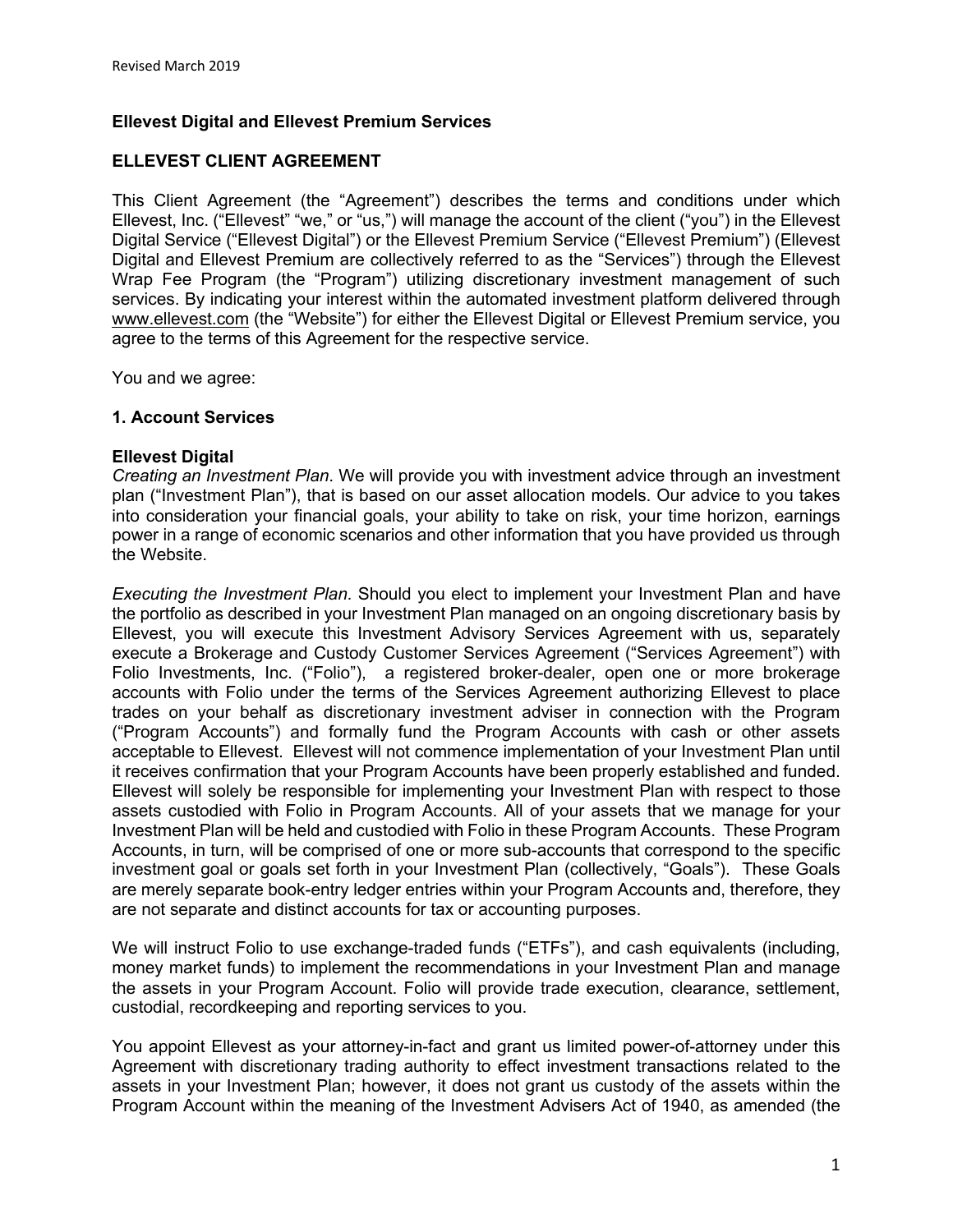Revised March 2019

**Ellevest Digital and Ellevest Premium Services**

**ELLEVEST CLIENT AGREEMENT**

This Client Agreement (the "Agreement") describes the terms and conditions under which Ellevest, Inc. ("Ellevest" "we," or "us,") will manage the account of the client ("you") in the Ellevest Digital Service ("Ellevest Digital") or the Ellevest Premium Service ("Ellevest Premium") (Ellevest Digital and Ellevest Premium are collectively referred to as the "Services") through the Ellevest Wrap Fee Program (the "Program") utilizing discretionary investment management of such services. By indicating your interest within the automated investment platform delivered through www.ellevest.com (the "Website") for either the Ellevest Digital or Ellevest Premium service, you agree to the terms of this Agreement for the respective service.

You and we agree:

**1. Account Services**

**Ellevest Digital**

*Creating an Investment Plan*. We will provide you with investment advice through an investment plan ("Investment Plan"), that is based on our asset allocation models. Our advice to you takes into consideration your financial goals, your ability to take on risk, your time horizon, earnings power in a range of economic scenarios and other information that you have provided us through the Website.

*Executing the Investment Plan*. Should you elect to implement your Investment Plan and have the portfolio as described in your Investment Plan managed on an ongoing discretionary basis by Ellevest, you will execute this Investment Advisory Services Agreement with us, separately execute a Brokerage and Custody Customer Services Agreement ("Services Agreement") with Folio Investments, Inc. ("Folio"), a registered broker-dealer, open one or more brokerage accounts with Folio under the terms of the Services Agreement authorizing Ellevest to place trades on your behalf as discretionary investment adviser in connection with the Program ("Program Accounts") and formally fund the Program Accounts with cash or other assets acceptable to Ellevest. Ellevest will not commence implementation of your Investment Plan until it receives confirmation that your Program Accounts have been properly established and funded. Ellevest will solely be responsible for implementing your Investment Plan with respect to those assets custodied with Folio in Program Accounts. All of your assets that we manage for your Investment Plan will be held and custodied with Folio in these Program Accounts. These Program Accounts, in turn, will be comprised of one or more sub-accounts that correspond to the specific investment goal or goals set forth in your Investment Plan (collectively, "Goals"). These Goals are merely separate book-entry ledger entries within your Program Accounts and, therefore, they are not separate and distinct accounts for tax or accounting purposes.

We will instruct Folio to use exchange-traded funds ("ETFs"), and cash equivalents (including, money market funds) to implement the recommendations in your Investment Plan and manage the assets in your Program Account. Folio will provide trade execution, clearance, settlement, custodial, recordkeeping and reporting services to you.

You appoint Ellevest as your attorney-in-fact and grant us limited power-of-attorney under this Agreement with discretionary trading authority to effect investment transactions related to the assets in your Investment Plan; however, it does not grant us custody of the assets within the Program Account within the meaning of the Investment Advisers Act of 1940, as amended (the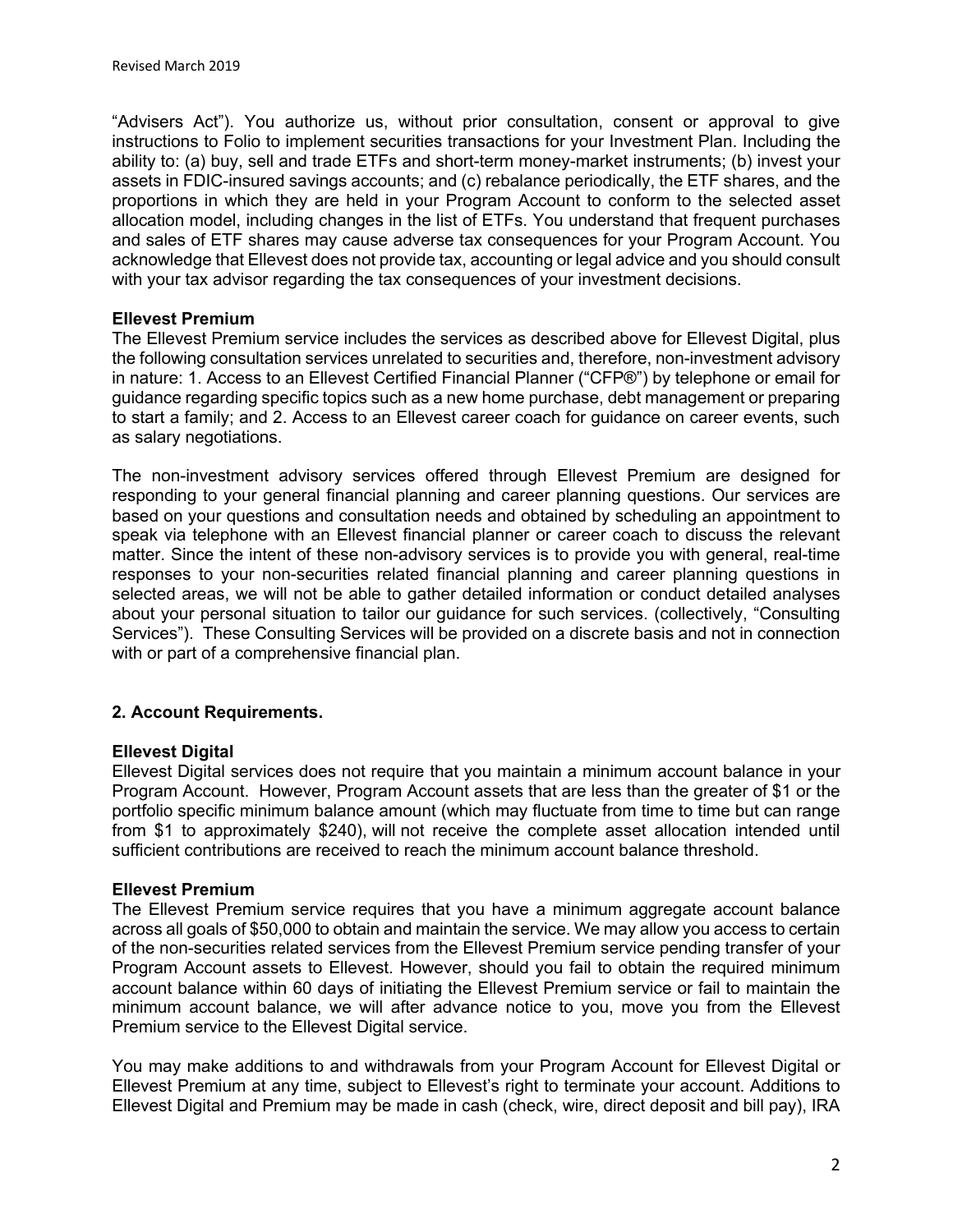"Advisers Act"). You authorize us, without prior consultation, consent or approval to give instructions to Folio to implement securities transactions for your Investment Plan. Including the ability to: (a) buy, sell and trade ETFs and short-term money-market instruments; (b) invest your assets in FDIC-insured savings accounts; and (c) rebalance periodically, the ETF shares, and the proportions in which they are held in your Program Account to conform to the selected asset allocation model, including changes in the list of ETFs. You understand that frequent purchases and sales of ETF shares may cause adverse tax consequences for your Program Account. You acknowledge that Ellevest does not provide tax, accounting or legal advice and you should consult with your tax advisor regarding the tax consequences of your investment decisions.

**Ellevest Premium**

The Ellevest Premium service includes the services as described above for Ellevest Digital, plus the following consultation services unrelated to securities and, therefore, non-investment advisory in nature: 1. Access to an Ellevest Certified Financial Planner ("CFP®") by telephone or email for guidance regarding specific topics such as a new home purchase, debt management or preparing to start a family; and 2. Access to an Ellevest career coach for guidance on career events, such as salary negotiations.

The non-investment advisory services offered through Ellevest Premium are designed for responding to your general financial planning and career planning questions. Our services are based on your questions and consultation needs and obtained by scheduling an appointment to speak via telephone with an Ellevest financial planner or career coach to discuss the relevant matter. Since the intent of these non-advisory services is to provide you with general, real-time responses to your non-securities related financial planning and career planning questions in selected areas, we will not be able to gather detailed information or conduct detailed analyses about your personal situation to tailor our guidance for such services. (collectively, "Consulting Services"). These Consulting Services will be provided on a discrete basis and not in connection with or part of a comprehensive financial plan.

**2. Account Requirements.**

**Ellevest Digital**

Ellevest Digital services does not require that you maintain a minimum account balance in your Program Account. However, Program Account assets that are less than the greater of $1 or the portfolio specific minimum balance amount (which may fluctuate from time to time but can range from $1 to approximately $240), will not receive the complete asset allocation intended until sufficient contributions are received to reach the minimum account balance threshold.

**Ellevest Premium**

The Ellevest Premium service requires that you have a minimum aggregate account balance across all goals of $50,000 to obtain and maintain the service. We may allow you access to certain of the non-securities related services from the Ellevest Premium service pending transfer of your Program Account assets to Ellevest. However, should you fail to obtain the required minimum account balance within 60 days of initiating the Ellevest Premium service or fail to maintain the minimum account balance, we will after advance notice to you, move you from the Ellevest Premium service to the Ellevest Digital service.

You may make additions to and withdrawals from your Program Account for Ellevest Digital or Ellevest Premium at any time, subject to Ellevest's right to terminate your account. Additions to Ellevest Digital and Premium may be made in cash (check, wire, direct deposit and bill pay), IRA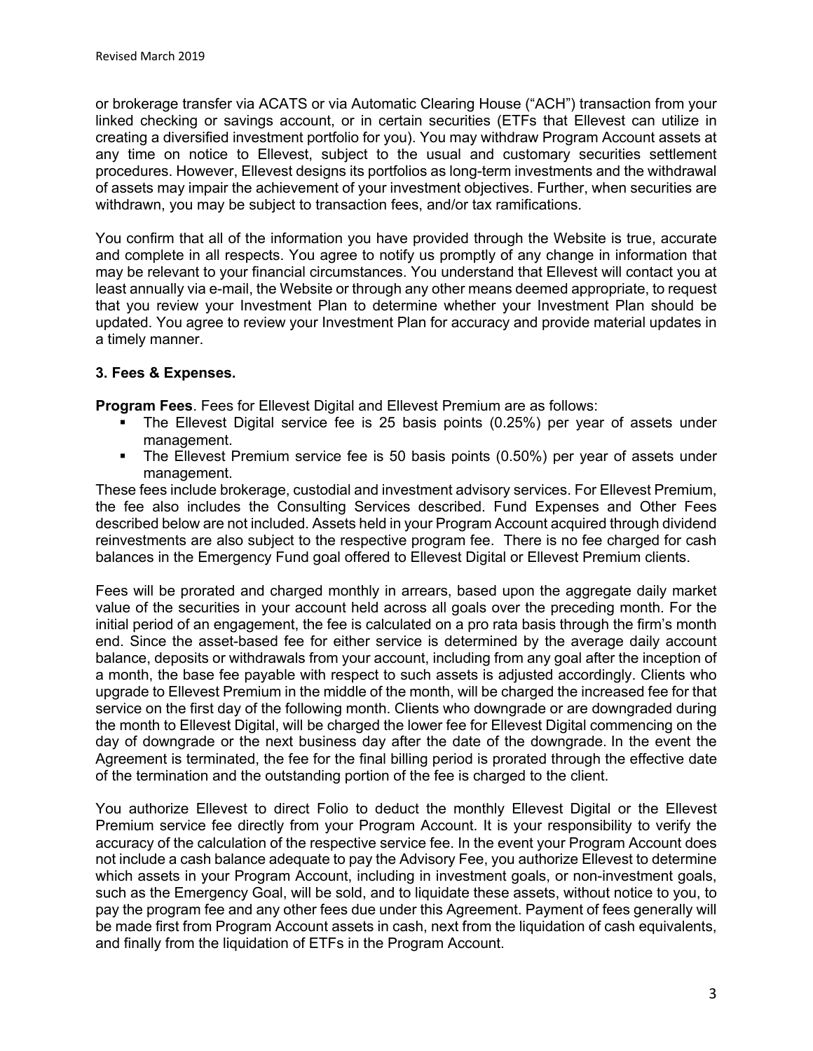or brokerage transfer via ACATS or via Automatic Clearing House ("ACH") transaction from your linked checking or savings account, or in certain securities (ETFs that Ellevest can utilize in creating a diversified investment portfolio for you). You may withdraw Program Account assets at any time on notice to Ellevest, subject to the usual and customary securities settlement procedures. However, Ellevest designs its portfolios as long-term investments and the withdrawal of assets may impair the achievement of your investment objectives. Further, when securities are withdrawn, you may be subject to transaction fees, and/or tax ramifications.

You confirm that all of the information you have provided through the Website is true, accurate and complete in all respects. You agree to notify us promptly of any change in information that may be relevant to your financial circumstances. You understand that Ellevest will contact you at least annually via e-mail, the Website or through any other means deemed appropriate, to request that you review your Investment Plan to determine whether your Investment Plan should be updated. You agree to review your Investment Plan for accuracy and provide material updates in a timely manner.

### 3. Fees & Expenses.

**Program Fees**. Fees for Ellevest Digital and Ellevest Premium are as follows:

- The Ellevest Digital service fee is 25 basis points (0.25%) per year of assets under management.
- The Ellevest Premium service fee is 50 basis points (0.50%) per year of assets under management.

These fees include brokerage, custodial and investment advisory services. For Ellevest Premium, the fee also includes the Consulting Services described. Fund Expenses and Other Fees described below are not included. Assets held in your Program Account acquired through dividend reinvestments are also subject to the respective program fee. There is no fee charged for cash balances in the Emergency Fund goal offered to Ellevest Digital or Ellevest Premium clients.

Fees will be prorated and charged monthly in arrears, based upon the aggregate daily market value of the securities in your account held across all goals over the preceding month. For the initial period of an engagement, the fee is calculated on a pro rata basis through the firm's month end. Since the asset-based fee for either service is determined by the average daily account balance, deposits or withdrawals from your account, including from any goal after the inception of a month, the base fee payable with respect to such assets is adjusted accordingly. Clients who upgrade to Ellevest Premium in the middle of the month, will be charged the increased fee for that service on the first day of the following month. Clients who downgrade or are downgraded during the month to Ellevest Digital, will be charged the lower fee for Ellevest Digital commencing on the day of downgrade or the next business day after the date of the downgrade. In the event the Agreement is terminated, the fee for the final billing period is prorated through the effective date of the termination and the outstanding portion of the fee is charged to the client.

You authorize Ellevest to direct Folio to deduct the monthly Ellevest Digital or the Ellevest Premium service fee directly from your Program Account. It is your responsibility to verify the accuracy of the calculation of the respective service fee. In the event your Program Account does not include a cash balance adequate to pay the Advisory Fee, you authorize Ellevest to determine which assets in your Program Account, including in investment goals, or non-investment goals, such as the Emergency Goal, will be sold, and to liquidate these assets, without notice to you, to pay the program fee and any other fees due under this Agreement. Payment of fees generally will be made first from Program Account assets in cash, next from the liquidation of cash equivalents, and finally from the liquidation of ETFs in the Program Account.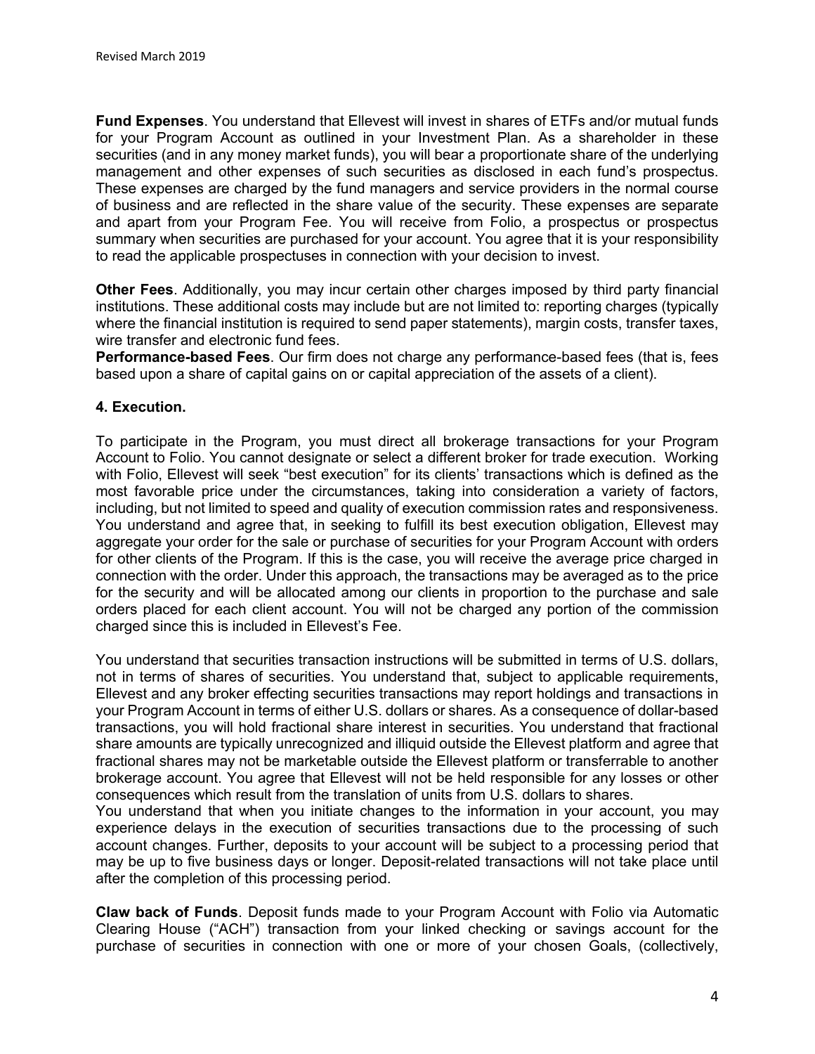**Fund Expenses**. You understand that Ellevest will invest in shares of ETFs and/or mutual funds for your Program Account as outlined in your Investment Plan. As a shareholder in these securities (and in any money market funds), you will bear a proportionate share of the underlying management and other expenses of such securities as disclosed in each fund's prospectus. These expenses are charged by the fund managers and service providers in the normal course of business and are reflected in the share value of the security. These expenses are separate and apart from your Program Fee. You will receive from Folio, a prospectus or prospectus summary when securities are purchased for your account. You agree that it is your responsibility to read the applicable prospectuses in connection with your decision to invest.

**Other Fees**. Additionally, you may incur certain other charges imposed by third party financial institutions. These additional costs may include but are not limited to: reporting charges (typically where the financial institution is required to send paper statements), margin costs, transfer taxes, wire transfer and electronic fund fees.

**Performance-based Fees**. Our firm does not charge any performance-based fees (that is, fees based upon a share of capital gains on or capital appreciation of the assets of a client).

**4. Execution.**

To participate in the Program, you must direct all brokerage transactions for your Program Account to Folio. You cannot designate or select a different broker for trade execution. Working with Folio, Ellevest will seek "best execution" for its clients' transactions which is defined as the most favorable price under the circumstances, taking into consideration a variety of factors, including, but not limited to speed and quality of execution commission rates and responsiveness. You understand and agree that, in seeking to fulfill its best execution obligation, Ellevest may aggregate your order for the sale or purchase of securities for your Program Account with orders for other clients of the Program. If this is the case, you will receive the average price charged in connection with the order. Under this approach, the transactions may be averaged as to the price for the security and will be allocated among our clients in proportion to the purchase and sale orders placed for each client account. You will not be charged any portion of the commission charged since this is included in Ellevest's Fee.

You understand that securities transaction instructions will be submitted in terms of U.S. dollars, not in terms of shares of securities. You understand that, subject to applicable requirements, Ellevest and any broker effecting securities transactions may report holdings and transactions in your Program Account in terms of either U.S. dollars or shares. As a consequence of dollar-based transactions, you will hold fractional share interest in securities. You understand that fractional share amounts are typically unrecognized and illiquid outside the Ellevest platform and agree that fractional shares may not be marketable outside the Ellevest platform or transferrable to another brokerage account. You agree that Ellevest will not be held responsible for any losses or other consequences which result from the translation of units from U.S. dollars to shares.

You understand that when you initiate changes to the information in your account, you may experience delays in the execution of securities transactions due to the processing of such account changes. Further, deposits to your account will be subject to a processing period that may be up to five business days or longer. Deposit-related transactions will not take place until after the completion of this processing period.

**Claw back of Funds**. Deposit funds made to your Program Account with Folio via Automatic Clearing House ("ACH") transaction from your linked checking or savings account for the purchase of securities in connection with one or more of your chosen Goals, (collectively,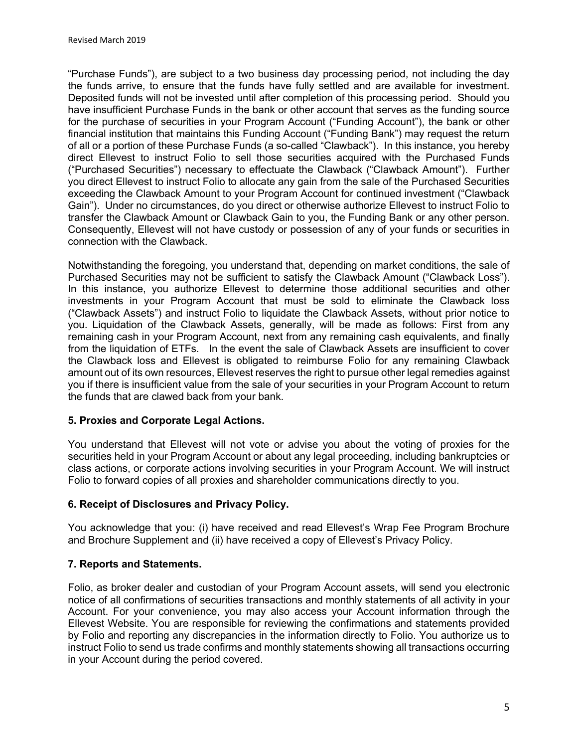"Purchase Funds"), are subject to a two business day processing period, not including the day the funds arrive, to ensure that the funds have fully settled and are available for investment. Deposited funds will not be invested until after completion of this processing period. Should you have insufficient Purchase Funds in the bank or other account that serves as the funding source for the purchase of securities in your Program Account ("Funding Account"), the bank or other financial institution that maintains this Funding Account ("Funding Bank") may request the return of all or a portion of these Purchase Funds (a so-called "Clawback"). In this instance, you hereby direct Ellevest to instruct Folio to sell those securities acquired with the Purchased Funds ("Purchased Securities") necessary to effectuate the Clawback ("Clawback Amount"). Further you direct Ellevest to instruct Folio to allocate any gain from the sale of the Purchased Securities exceeding the Clawback Amount to your Program Account for continued investment ("Clawback Gain"). Under no circumstances, do you direct or otherwise authorize Ellevest to instruct Folio to transfer the Clawback Amount or Clawback Gain to you, the Funding Bank or any other person. Consequently, Ellevest will not have custody or possession of any of your funds or securities in connection with the Clawback.

Notwithstanding the foregoing, you understand that, depending on market conditions, the sale of Purchased Securities may not be sufficient to satisfy the Clawback Amount ("Clawback Loss"). In this instance, you authorize Ellevest to determine those additional securities and other investments in your Program Account that must be sold to eliminate the Clawback loss ("Clawback Assets") and instruct Folio to liquidate the Clawback Assets, without prior notice to you. Liquidation of the Clawback Assets, generally, will be made as follows: First from any remaining cash in your Program Account, next from any remaining cash equivalents, and finally from the liquidation of ETFs. In the event the sale of Clawback Assets are insufficient to cover the Clawback loss and Ellevest is obligated to reimburse Folio for any remaining Clawback amount out of its own resources, Ellevest reserves the right to pursue other legal remedies against you if there is insufficient value from the sale of your securities in your Program Account to return the funds that are clawed back from your bank.

**5. Proxies and Corporate Legal Actions.**

You understand that Ellevest will not vote or advise you about the voting of proxies for the securities held in your Program Account or about any legal proceeding, including bankruptcies or class actions, or corporate actions involving securities in your Program Account. We will instruct Folio to forward copies of all proxies and shareholder communications directly to you.

**6. Receipt of Disclosures and Privacy Policy.**

You acknowledge that you: (i) have received and read Ellevest's Wrap Fee Program Brochure and Brochure Supplement and (ii) have received a copy of Ellevest's Privacy Policy.

**7. Reports and Statements.**

Folio, as broker dealer and custodian of your Program Account assets, will send you electronic notice of all confirmations of securities transactions and monthly statements of all activity in your Account. For your convenience, you may also access your Account information through the Ellevest Website. You are responsible for reviewing the confirmations and statements provided by Folio and reporting any discrepancies in the information directly to Folio. You authorize us to instruct Folio to send us trade confirms and monthly statements showing all transactions occurring in your Account during the period covered.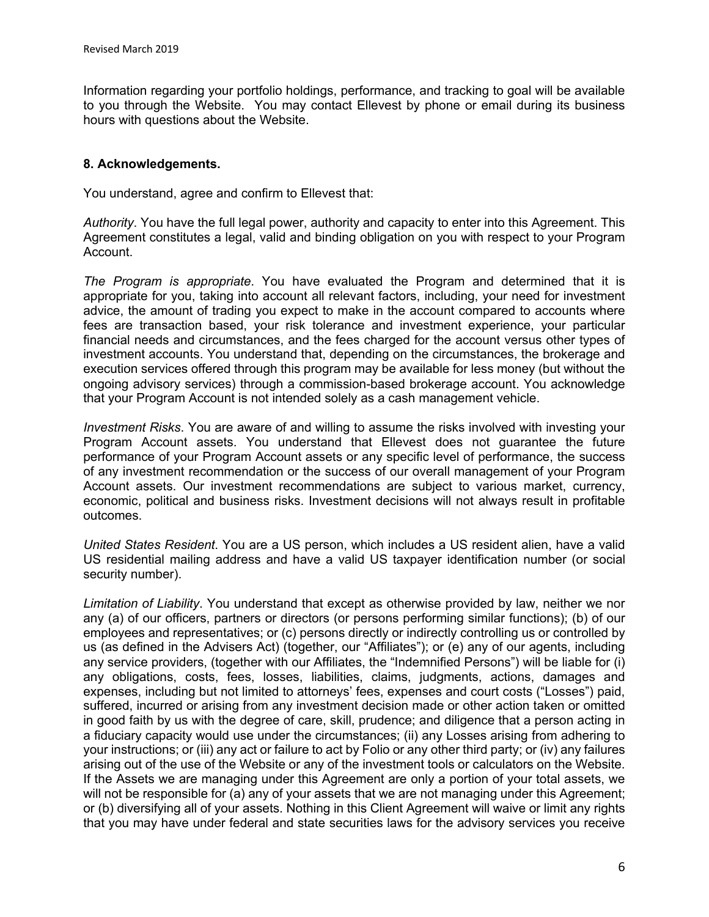Information regarding your portfolio holdings, performance, and tracking to goal will be available to you through the Website. You may contact Ellevest by phone or email during its business hours with questions about the Website.

## 8. Acknowledgements.

You understand, agree and confirm to Ellevest that:

*Authority*. You have the full legal power, authority and capacity to enter into this Agreement. This Agreement constitutes a legal, valid and binding obligation on you with respect to your Program Account.

*The Program is appropriate*. You have evaluated the Program and determined that it is appropriate for you, taking into account all relevant factors, including, your need for investment advice, the amount of trading you expect to make in the account compared to accounts where fees are transaction based, your risk tolerance and investment experience, your particular financial needs and circumstances, and the fees charged for the account versus other types of investment accounts. You understand that, depending on the circumstances, the brokerage and execution services offered through this program may be available for less money (but without the ongoing advisory services) through a commission-based brokerage account. You acknowledge that your Program Account is not intended solely as a cash management vehicle.

*Investment Risks*. You are aware of and willing to assume the risks involved with investing your Program Account assets. You understand that Ellevest does not guarantee the future performance of your Program Account assets or any specific level of performance, the success of any investment recommendation or the success of our overall management of your Program Account assets. Our investment recommendations are subject to various market, currency, economic, political and business risks. Investment decisions will not always result in profitable outcomes.

*United States Resident*. You are a US person, which includes a US resident alien, have a valid US residential mailing address and have a valid US taxpayer identification number (or social security number).

*Limitation of Liability*. You understand that except as otherwise provided by law, neither we nor any (a) of our officers, partners or directors (or persons performing similar functions); (b) of our employees and representatives; or (c) persons directly or indirectly controlling us or controlled by us (as defined in the Advisers Act) (together, our "Affiliates"); or (e) any of our agents, including any service providers, (together with our Affiliates, the "Indemnified Persons") will be liable for (i) any obligations, costs, fees, losses, liabilities, claims, judgments, actions, damages and expenses, including but not limited to attorneys' fees, expenses and court costs ("Losses") paid, suffered, incurred or arising from any investment decision made or other action taken or omitted in good faith by us with the degree of care, skill, prudence; and diligence that a person acting in a fiduciary capacity would use under the circumstances; (ii) any Losses arising from adhering to your instructions; or (iii) any act or failure to act by Folio or any other third party; or (iv) any failures arising out of the use of the Website or any of the investment tools or calculators on the Website. If the Assets we are managing under this Agreement are only a portion of your total assets, we will not be responsible for (a) any of your assets that we are not managing under this Agreement; or (b) diversifying all of your assets. Nothing in this Client Agreement will waive or limit any rights that you may have under federal and state securities laws for the advisory services you receive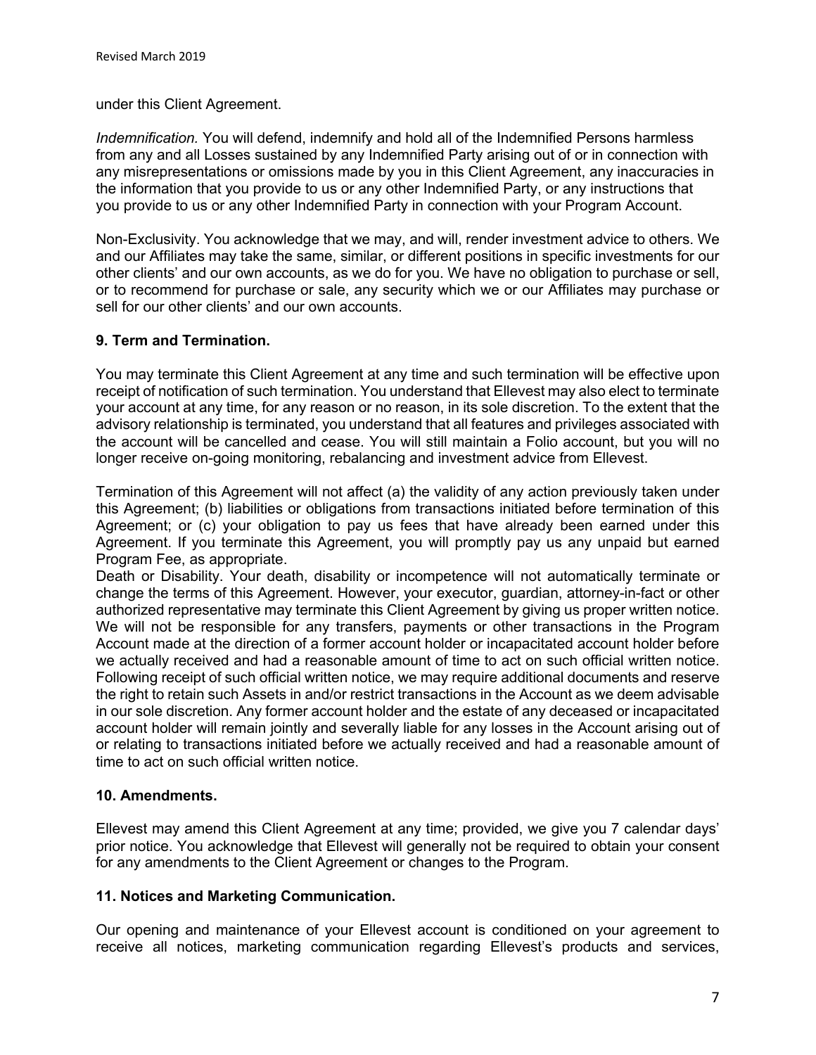under this Client Agreement.

*Indemnification.* You will defend, indemnify and hold all of the Indemnified Persons harmless from any and all Losses sustained by any Indemnified Party arising out of or in connection with any misrepresentations or omissions made by you in this Client Agreement, any inaccuracies in the information that you provide to us or any other Indemnified Party, or any instructions that you provide to us or any other Indemnified Party in connection with your Program Account.

Non-Exclusivity. You acknowledge that we may, and will, render investment advice to others. We and our Affiliates may take the same, similar, or different positions in specific investments for our other clients' and our own accounts, as we do for you. We have no obligation to purchase or sell, or to recommend for purchase or sale, any security which we or our Affiliates may purchase or sell for our other clients' and our own accounts.

### 9. Term and Termination.

You may terminate this Client Agreement at any time and such termination will be effective upon receipt of notification of such termination. You understand that Ellevest may also elect to terminate your account at any time, for any reason or no reason, in its sole discretion. To the extent that the advisory relationship is terminated, you understand that all features and privileges associated with the account will be cancelled and cease. You will still maintain a Folio account, but you will no longer receive on-going monitoring, rebalancing and investment advice from Ellevest.

Termination of this Agreement will not affect (a) the validity of any action previously taken under this Agreement; (b) liabilities or obligations from transactions initiated before termination of this Agreement; or (c) your obligation to pay us fees that have already been earned under this Agreement. If you terminate this Agreement, you will promptly pay us any unpaid but earned Program Fee, as appropriate.

Death or Disability. Your death, disability or incompetence will not automatically terminate or change the terms of this Agreement. However, your executor, guardian, attorney-in-fact or other authorized representative may terminate this Client Agreement by giving us proper written notice. We will not be responsible for any transfers, payments or other transactions in the Program Account made at the direction of a former account holder or incapacitated account holder before we actually received and had a reasonable amount of time to act on such official written notice. Following receipt of such official written notice, we may require additional documents and reserve the right to retain such Assets in and/or restrict transactions in the Account as we deem advisable in our sole discretion. Any former account holder and the estate of any deceased or incapacitated account holder will remain jointly and severally liable for any losses in the Account arising out of or relating to transactions initiated before we actually received and had a reasonable amount of time to act on such official written notice.

### 10. Amendments.

Ellevest may amend this Client Agreement at any time; provided, we give you 7 calendar days' prior notice. You acknowledge that Ellevest will generally not be required to obtain your consent for any amendments to the Client Agreement or changes to the Program.

### 11. Notices and Marketing Communication.

Our opening and maintenance of your Ellevest account is conditioned on your agreement to receive all notices, marketing communication regarding Ellevest's products and services,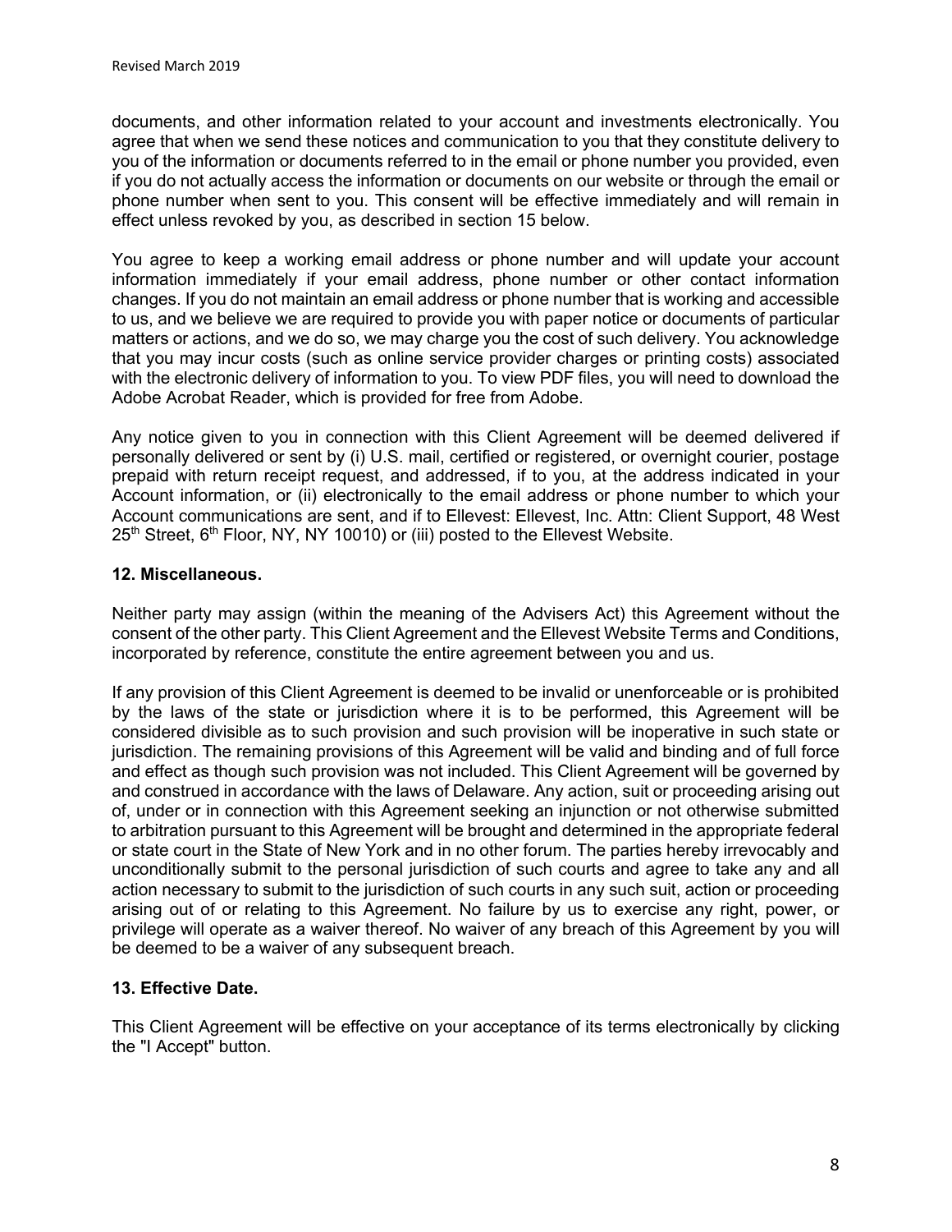documents, and other information related to your account and investments electronically. You agree that when we send these notices and communication to you that they constitute delivery to you of the information or documents referred to in the email or phone number you provided, even if you do not actually access the information or documents on our website or through the email or phone number when sent to you. This consent will be effective immediately and will remain in effect unless revoked by you, as described in section 15 below.

You agree to keep a working email address or phone number and will update your account information immediately if your email address, phone number or other contact information changes. If you do not maintain an email address or phone number that is working and accessible to us, and we believe we are required to provide you with paper notice or documents of particular matters or actions, and we do so, we may charge you the cost of such delivery. You acknowledge that you may incur costs (such as online service provider charges or printing costs) associated with the electronic delivery of information to you. To view PDF files, you will need to download the Adobe Acrobat Reader, which is provided for free from Adobe.

Any notice given to you in connection with this Client Agreement will be deemed delivered if personally delivered or sent by (i) U.S. mail, certified or registered, or overnight courier, postage prepaid with return receipt request, and addressed, if to you, at the address indicated in your Account information, or (ii) electronically to the email address or phone number to which your Account communications are sent, and if to Ellevest: Ellevest, Inc. Attn: Client Support, 48 West 25th Street, 6th Floor, NY, NY 10010) or (iii) posted to the Ellevest Website.

**12. Miscellaneous.**

Neither party may assign (within the meaning of the Advisers Act) this Agreement without the consent of the other party. This Client Agreement and the Ellevest Website Terms and Conditions, incorporated by reference, constitute the entire agreement between you and us.

If any provision of this Client Agreement is deemed to be invalid or unenforceable or is prohibited by the laws of the state or jurisdiction where it is to be performed, this Agreement will be considered divisible as to such provision and such provision will be inoperative in such state or jurisdiction. The remaining provisions of this Agreement will be valid and binding and of full force and effect as though such provision was not included. This Client Agreement will be governed by and construed in accordance with the laws of Delaware. Any action, suit or proceeding arising out of, under or in connection with this Agreement seeking an injunction or not otherwise submitted to arbitration pursuant to this Agreement will be brought and determined in the appropriate federal or state court in the State of New York and in no other forum. The parties hereby irrevocably and unconditionally submit to the personal jurisdiction of such courts and agree to take any and all action necessary to submit to the jurisdiction of such courts in any such suit, action or proceeding arising out of or relating to this Agreement. No failure by us to exercise any right, power, or privilege will operate as a waiver thereof. No waiver of any breach of this Agreement by you will be deemed to be a waiver of any subsequent breach.

**13. Effective Date.**

This Client Agreement will be effective on your acceptance of its terms electronically by clicking the "I Accept" button.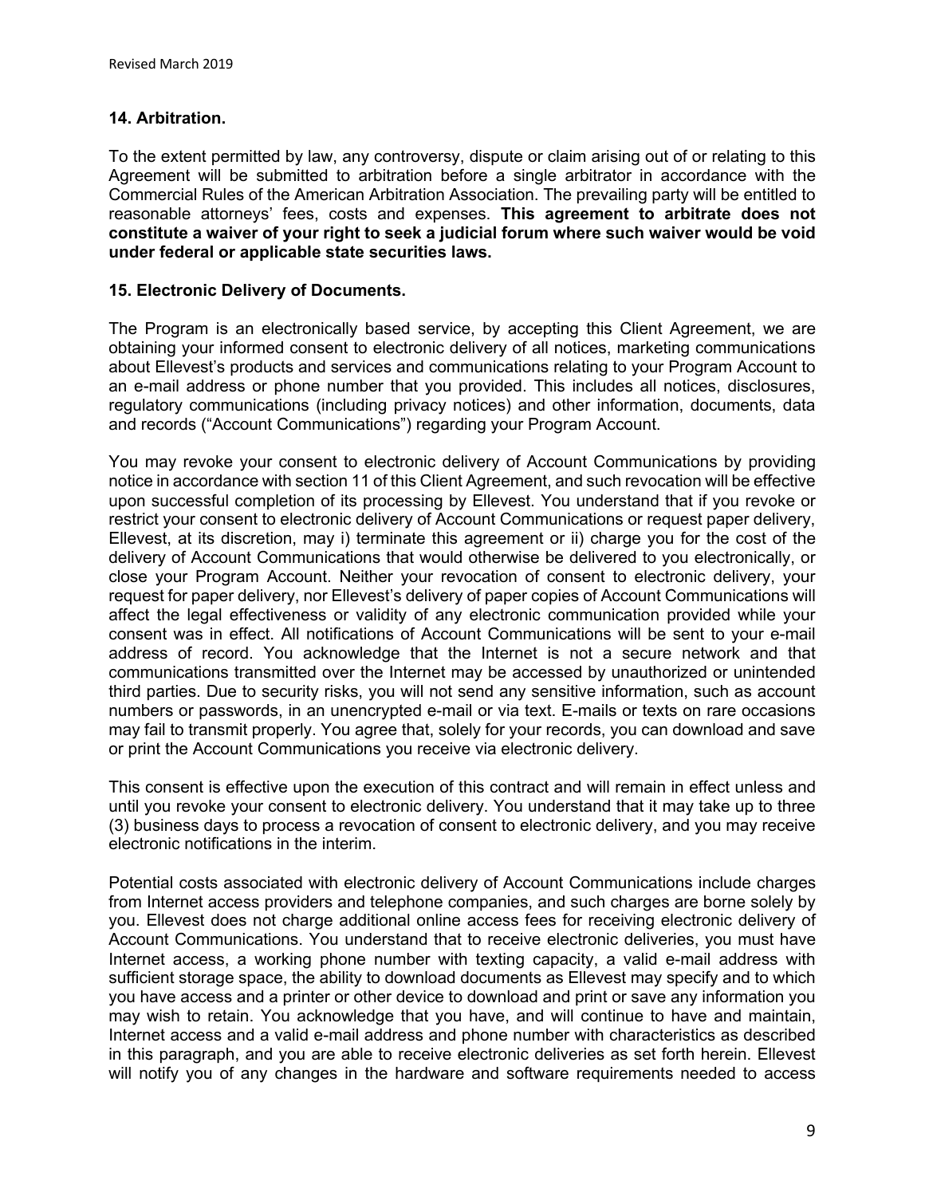## 14. Arbitration.

To the extent permitted by law, any controversy, dispute or claim arising out of or relating to this Agreement will be submitted to arbitration before a single arbitrator in accordance with the Commercial Rules of the American Arbitration Association. The prevailing party will be entitled to reasonable attorneys' fees, costs and expenses. **This agreement to arbitrate does not constitute a waiver of your right to seek a judicial forum where such waiver would be void under federal or applicable state securities laws.**

## 15. Electronic Delivery of Documents.

The Program is an electronically based service, by accepting this Client Agreement, we are obtaining your informed consent to electronic delivery of all notices, marketing communications about Ellevest's products and services and communications relating to your Program Account to an e-mail address or phone number that you provided. This includes all notices, disclosures, regulatory communications (including privacy notices) and other information, documents, data and records ("Account Communications") regarding your Program Account.

You may revoke your consent to electronic delivery of Account Communications by providing notice in accordance with section 11 of this Client Agreement, and such revocation will be effective upon successful completion of its processing by Ellevest. You understand that if you revoke or restrict your consent to electronic delivery of Account Communications or request paper delivery, Ellevest, at its discretion, may i) terminate this agreement or ii) charge you for the cost of the delivery of Account Communications that would otherwise be delivered to you electronically, or close your Program Account. Neither your revocation of consent to electronic delivery, your request for paper delivery, nor Ellevest's delivery of paper copies of Account Communications will affect the legal effectiveness or validity of any electronic communication provided while your consent was in effect. All notifications of Account Communications will be sent to your e-mail address of record. You acknowledge that the Internet is not a secure network and that communications transmitted over the Internet may be accessed by unauthorized or unintended third parties. Due to security risks, you will not send any sensitive information, such as account numbers or passwords, in an unencrypted e-mail or via text. E-mails or texts on rare occasions may fail to transmit properly. You agree that, solely for your records, you can download and save or print the Account Communications you receive via electronic delivery.

This consent is effective upon the execution of this contract and will remain in effect unless and until you revoke your consent to electronic delivery. You understand that it may take up to three (3) business days to process a revocation of consent to electronic delivery, and you may receive electronic notifications in the interim.

Potential costs associated with electronic delivery of Account Communications include charges from Internet access providers and telephone companies, and such charges are borne solely by you. Ellevest does not charge additional online access fees for receiving electronic delivery of Account Communications. You understand that to receive electronic deliveries, you must have Internet access, a working phone number with texting capacity, a valid e-mail address with sufficient storage space, the ability to download documents as Ellevest may specify and to which you have access and a printer or other device to download and print or save any information you may wish to retain. You acknowledge that you have, and will continue to have and maintain, Internet access and a valid e-mail address and phone number with characteristics as described in this paragraph, and you are able to receive electronic deliveries as set forth herein. Ellevest will notify you of any changes in the hardware and software requirements needed to access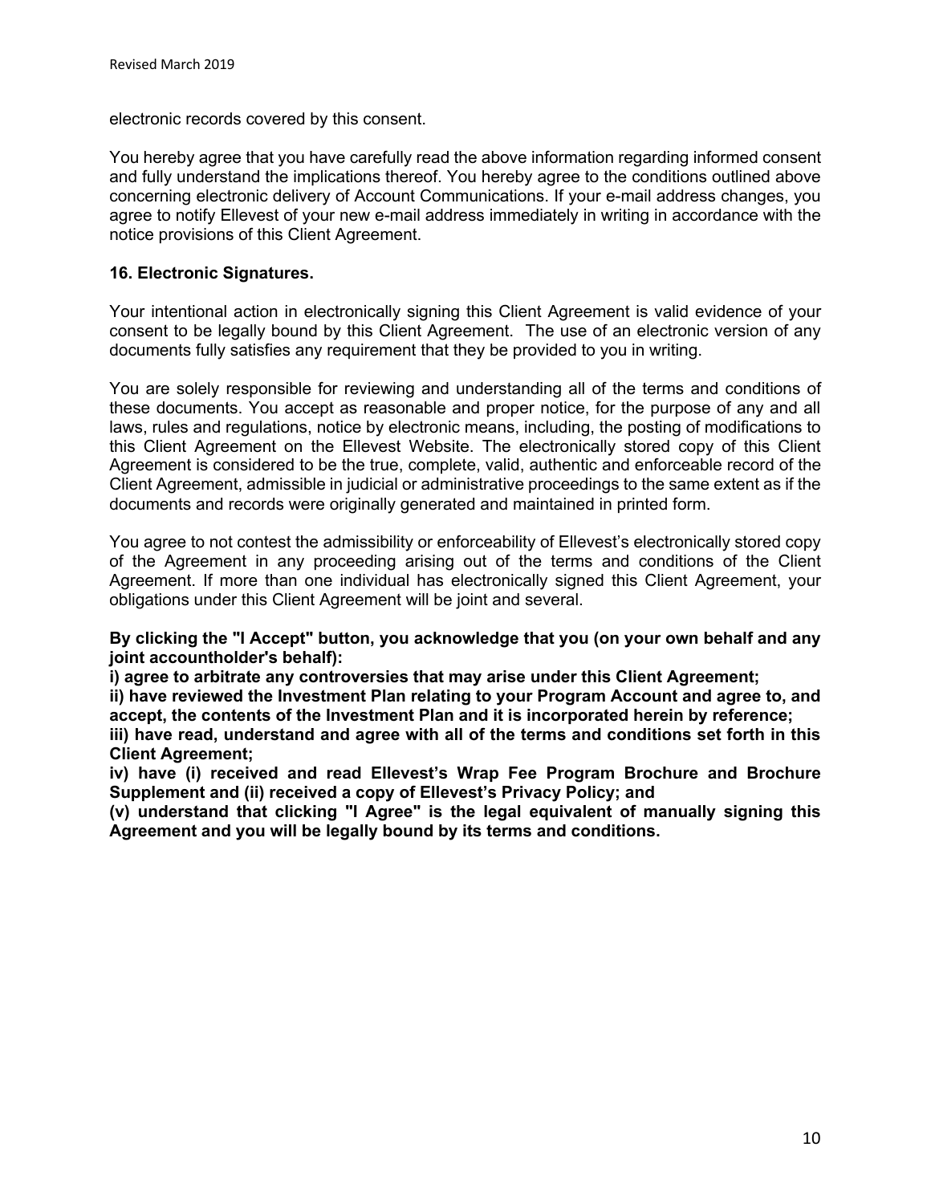electronic records covered by this consent.

You hereby agree that you have carefully read the above information regarding informed consent and fully understand the implications thereof. You hereby agree to the conditions outlined above concerning electronic delivery of Account Communications. If your e-mail address changes, you agree to notify Ellevest of your new e-mail address immediately in writing in accordance with the notice provisions of this Client Agreement.

**16. Electronic Signatures.**

Your intentional action in electronically signing this Client Agreement is valid evidence of your consent to be legally bound by this Client Agreement. The use of an electronic version of any documents fully satisfies any requirement that they be provided to you in writing.

You are solely responsible for reviewing and understanding all of the terms and conditions of these documents. You accept as reasonable and proper notice, for the purpose of any and all laws, rules and regulations, notice by electronic means, including, the posting of modifications to this Client Agreement on the Ellevest Website. The electronically stored copy of this Client Agreement is considered to be the true, complete, valid, authentic and enforceable record of the Client Agreement, admissible in judicial or administrative proceedings to the same extent as if the documents and records were originally generated and maintained in printed form.

You agree to not contest the admissibility or enforceability of Ellevest's electronically stored copy of the Agreement in any proceeding arising out of the terms and conditions of the Client Agreement. If more than one individual has electronically signed this Client Agreement, your obligations under this Client Agreement will be joint and several.

**By clicking the "I Accept" button, you acknowledge that you (on your own behalf and any joint accountholder's behalf):**

**i) agree to arbitrate any controversies that may arise under this Client Agreement;**

**ii) have reviewed the Investment Plan relating to your Program Account and agree to, and accept, the contents of the Investment Plan and it is incorporated herein by reference;**

**iii) have read, understand and agree with all of the terms and conditions set forth in this Client Agreement;**

**iv) have (i) received and read Ellevest's Wrap Fee Program Brochure and Brochure Supplement and (ii) received a copy of Ellevest's Privacy Policy; and**

**(v) understand that clicking "I Agree" is the legal equivalent of manually signing this Agreement and you will be legally bound by its terms and conditions.**